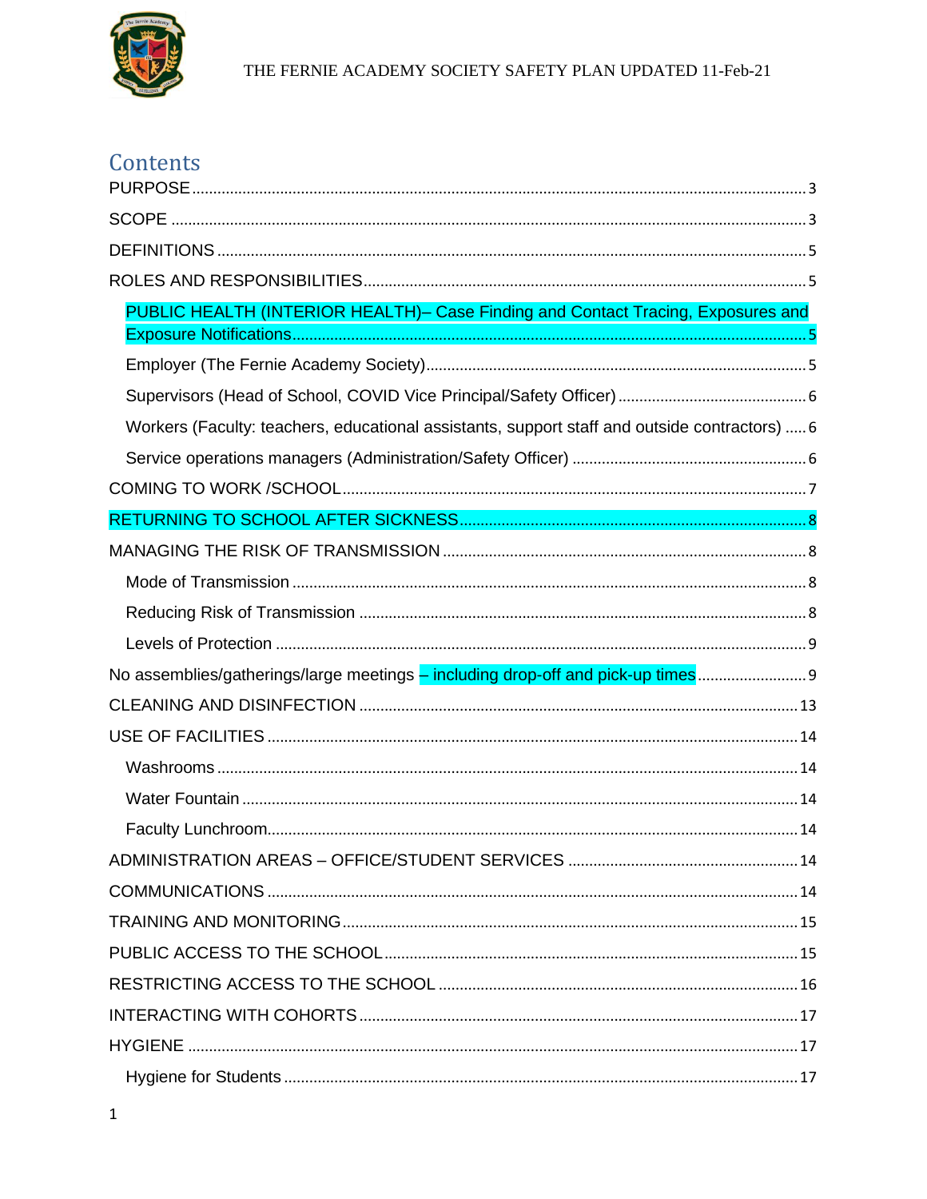THE FERNIE ACADEMY SOCIETY SAFETY PLAN UPDATED 11-Feb-21

# Contents

PURPOSE ........ 3

SCOPE ........ 3

DEFINITIONS ........ 5

ROLES AND RESPONSIBILITIES ........ 5

- PUBLIC HEALTH (INTERIOR HEALTH)– Case Finding and Contact Tracing, Exposures and Exposure Notifications ........ 5
- Employer (The Fernie Academy Society) ........ 5
- Supervisors (Head of School, COVID Vice Principal/Safety Officer) ........ 6
- Workers (Faculty: teachers, educational assistants, support staff and outside contractors) ........ 6
- Service operations managers (Administration/Safety Officer) ........ 6

COMING TO WORK /SCHOOL ........ 7

RETURNING TO SCHOOL AFTER SICKNESS ........ 8

MANAGING THE RISK OF TRANSMISSION ........ 8

- Mode of Transmission ........ 8
- Reducing Risk of Transmission ........ 8
- Levels of Protection ........ 9

No assemblies/gatherings/large meetings – including drop-off and pick-up times ........ 9

CLEANING AND DISINFECTION ........ 13

USE OF FACILITIES ........ 14

- Washrooms ........ 14
- Water Fountain ........ 14
- Faculty Lunchroom ........ 14

ADMINISTRATION AREAS – OFFICE/STUDENT SERVICES ........ 14

COMMUNICATIONS ........ 14

TRAINING AND MONITORING ........ 15

PUBLIC ACCESS TO THE SCHOOL ........ 15

RESTRICTING ACCESS TO THE SCHOOL ........ 16

INTERACTING WITH COHORTS ........ 17

HYGIENE ........ 17

- Hygiene for Students ........ 17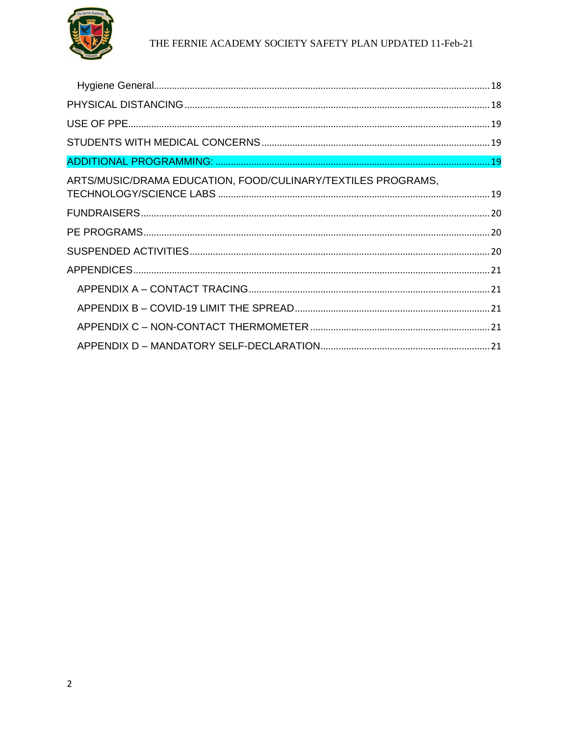Hygiene General ..... 18

PHYSICAL DISTANCING ..... 18

USE OF PPE ..... 19

STUDENTS WITH MEDICAL CONCERNS ..... 19

ADDITIONAL PROGRAMMING: ..... 19

ARTS/MUSIC/DRAMA EDUCATION, FOOD/CULINARY/TEXTILES PROGRAMS, TECHNOLOGY/SCIENCE LABS ..... 19

FUNDRAISERS ..... 20

PE PROGRAMS ..... 20

SUSPENDED ACTIVITIES ..... 20

APPENDICES ..... 21

APPENDIX A – CONTACT TRACING ..... 21

APPENDIX B – COVID-19 LIMIT THE SPREAD ..... 21

APPENDIX C – NON-CONTACT THERMOMETER ..... 21

APPENDIX D – MANDATORY SELF-DECLARATION ..... 21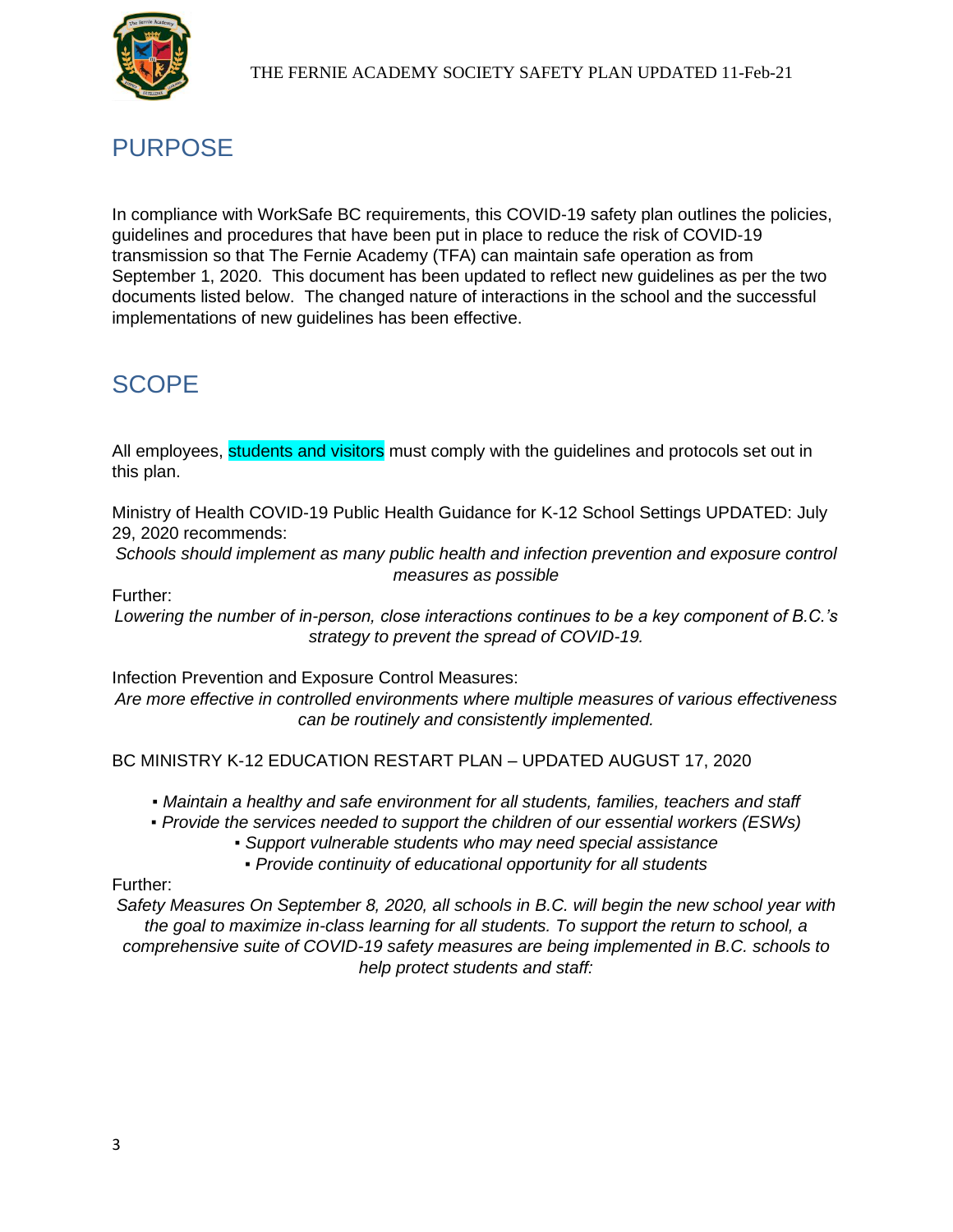## PURPOSE

In compliance with WorkSafe BC requirements, this COVID-19 safety plan outlines the policies, guidelines and procedures that have been put in place to reduce the risk of COVID-19 transmission so that The Fernie Academy (TFA) can maintain safe operation as from September 1, 2020. This document has been updated to reflect new guidelines as per the two documents listed below. The changed nature of interactions in the school and the successful implementations of new guidelines has been effective.

## SCOPE

All employees, students and visitors must comply with the guidelines and protocols set out in this plan.

Ministry of Health COVID-19 Public Health Guidance for K-12 School Settings UPDATED: July 29, 2020 recommends:

*Schools should implement as many public health and infection prevention and exposure control measures as possible*

Further:

*Lowering the number of in-person, close interactions continues to be a key component of B.C.'s strategy to prevent the spread of COVID-19.*

Infection Prevention and Exposure Control Measures:

*Are more effective in controlled environments where multiple measures of various effectiveness can be routinely and consistently implemented.*

BC MINISTRY K-12 EDUCATION RESTART PLAN – UPDATED AUGUST 17, 2020

- *Maintain a healthy and safe environment for all students, families, teachers and staff*
- *Provide the services needed to support the children of our essential workers (ESWs)*
- *Support vulnerable students who may need special assistance*
- *Provide continuity of educational opportunity for all students*

Further:

*Safety Measures On September 8, 2020, all schools in B.C. will begin the new school year with the goal to maximize in-class learning for all students. To support the return to school, a comprehensive suite of COVID-19 safety measures are being implemented in B.C. schools to help protect students and staff:*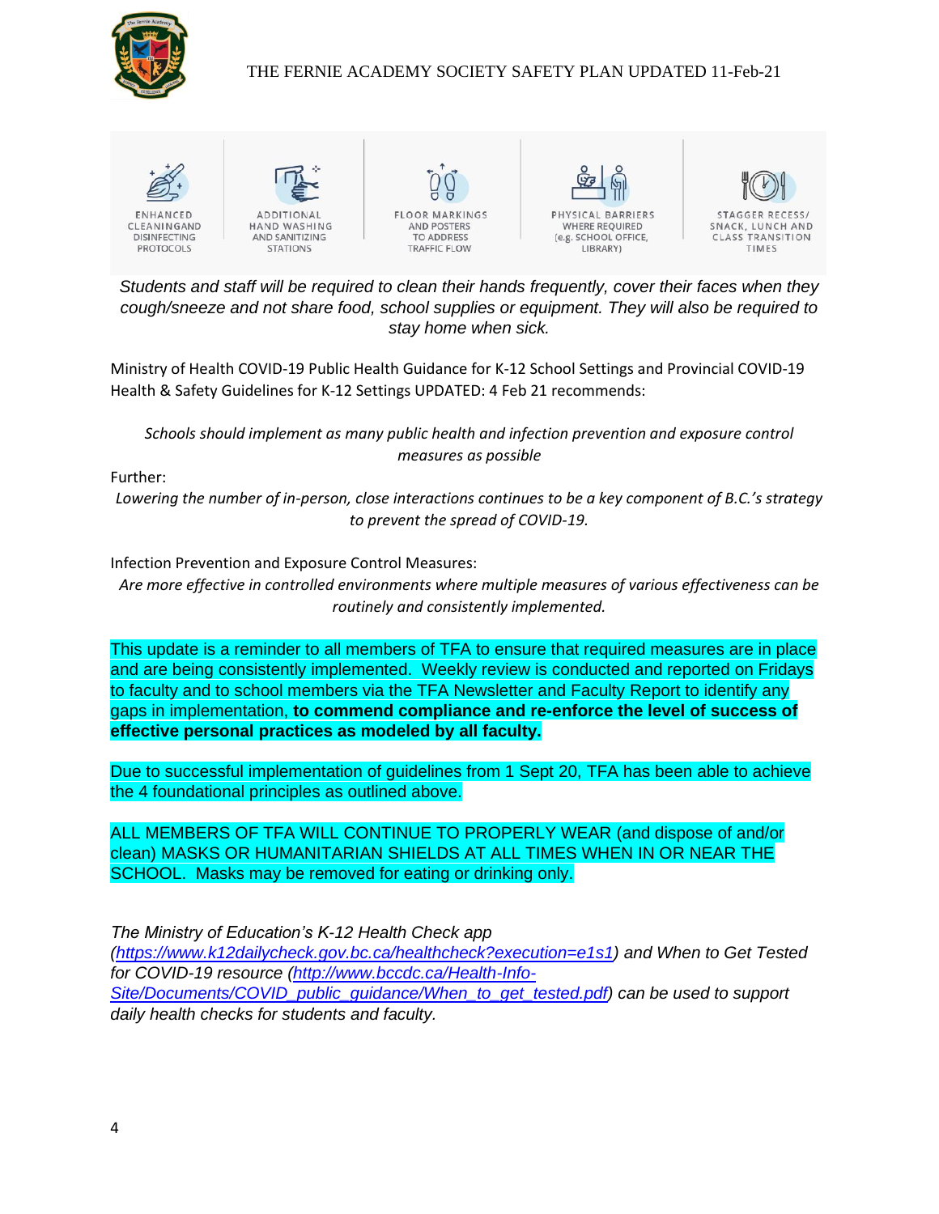| ENHANCED CLEANINGAND DISINFECTING PROTOCOLS | ADDITIONAL HAND WASHING AND SANITIZING STATIONS | FLOOR MARKINGS AND POSTERS TO ADDRESS TRAFFIC FLOW | PHYSICAL BARRIERS WHERE REQUIRED (e.g. SCHOOL OFFICE, LIBRARY) | STAGGER RECESS/ SNACK, LUNCH AND CLASS TRANSITION TIMES |
| --- | --- | --- | --- | --- |

*Students and staff will be required to clean their hands frequently, cover their faces when they cough/sneeze and not share food, school supplies or equipment. They will also be required to stay home when sick.*

Ministry of Health COVID-19 Public Health Guidance for K-12 School Settings and Provincial COVID-19 Health & Safety Guidelines for K-12 Settings UPDATED: 4 Feb 21 recommends:

*Schools should implement as many public health and infection prevention and exposure control measures as possible*

Further:

*Lowering the number of in-person, close interactions continues to be a key component of B.C.'s strategy to prevent the spread of COVID-19.*

Infection Prevention and Exposure Control Measures:

*Are more effective in controlled environments where multiple measures of various effectiveness can be routinely and consistently implemented.*

This update is a reminder to all members of TFA to ensure that required measures are in place and are being consistently implemented. Weekly review is conducted and reported on Fridays to faculty and to school members via the TFA Newsletter and Faculty Report to identify any gaps in implementation, **to commend compliance and re-enforce the level of success of effective personal practices as modeled by all faculty.**

Due to successful implementation of guidelines from 1 Sept 20, TFA has been able to achieve the 4 foundational principles as outlined above.

ALL MEMBERS OF TFA WILL CONTINUE TO PROPERLY WEAR (and dispose of and/or clean) MASKS OR HUMANITARIAN SHIELDS AT ALL TIMES WHEN IN OR NEAR THE SCHOOL. Masks may be removed for eating or drinking only.

*The Ministry of Education's K-12 Health Check app (https://www.k12dailycheck.gov.bc.ca/healthcheck?execution=e1s1) and When to Get Tested for COVID-19 resource (http://www.bccdc.ca/Health-Info-Site/Documents/COVID_public_guidance/When_to_get_tested.pdf) can be used to support daily health checks for students and faculty.*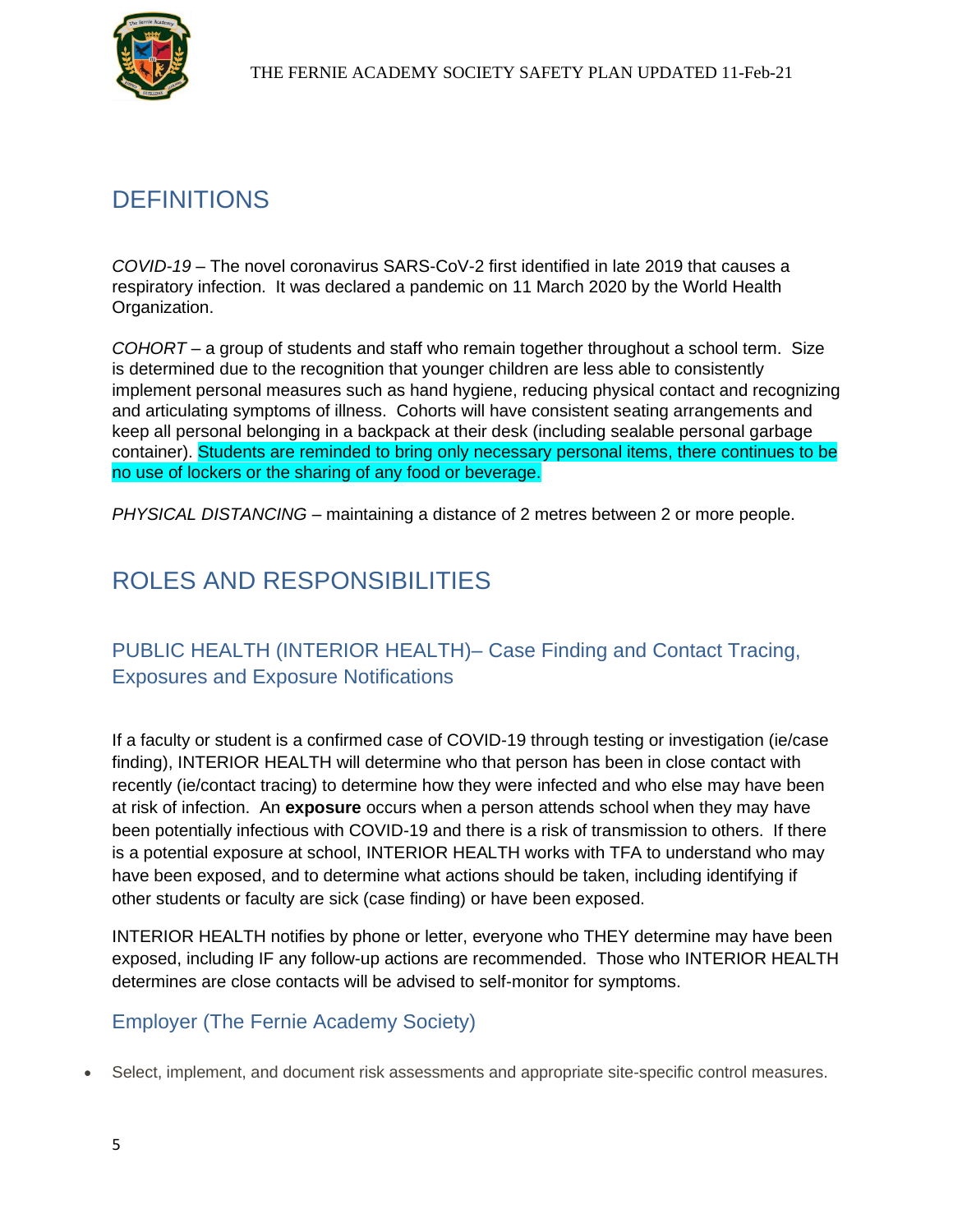# DEFINITIONS

*COVID-19* – The novel coronavirus SARS-CoV-2 first identified in late 2019 that causes a respiratory infection. It was declared a pandemic on 11 March 2020 by the World Health Organization.

*COHORT* – a group of students and staff who remain together throughout a school term. Size is determined due to the recognition that younger children are less able to consistently implement personal measures such as hand hygiene, reducing physical contact and recognizing and articulating symptoms of illness. Cohorts will have consistent seating arrangements and keep all personal belonging in a backpack at their desk (including sealable personal garbage container). Students are reminded to bring only necessary personal items, there continues to be no use of lockers or the sharing of any food or beverage.

*PHYSICAL DISTANCING* – maintaining a distance of 2 metres between 2 or more people.

# ROLES AND RESPONSIBILITIES

## PUBLIC HEALTH (INTERIOR HEALTH)– Case Finding and Contact Tracing, Exposures and Exposure Notifications

If a faculty or student is a confirmed case of COVID-19 through testing or investigation (ie/case finding), INTERIOR HEALTH will determine who that person has been in close contact with recently (ie/contact tracing) to determine how they were infected and who else may have been at risk of infection. An **exposure** occurs when a person attends school when they may have been potentially infectious with COVID-19 and there is a risk of transmission to others. If there is a potential exposure at school, INTERIOR HEALTH works with TFA to understand who may have been exposed, and to determine what actions should be taken, including identifying if other students or faculty are sick (case finding) or have been exposed.

INTERIOR HEALTH notifies by phone or letter, everyone who THEY determine may have been exposed, including IF any follow-up actions are recommended. Those who INTERIOR HEALTH determines are close contacts will be advised to self-monitor for symptoms.

## Employer (The Fernie Academy Society)

- Select, implement, and document risk assessments and appropriate site-specific control measures.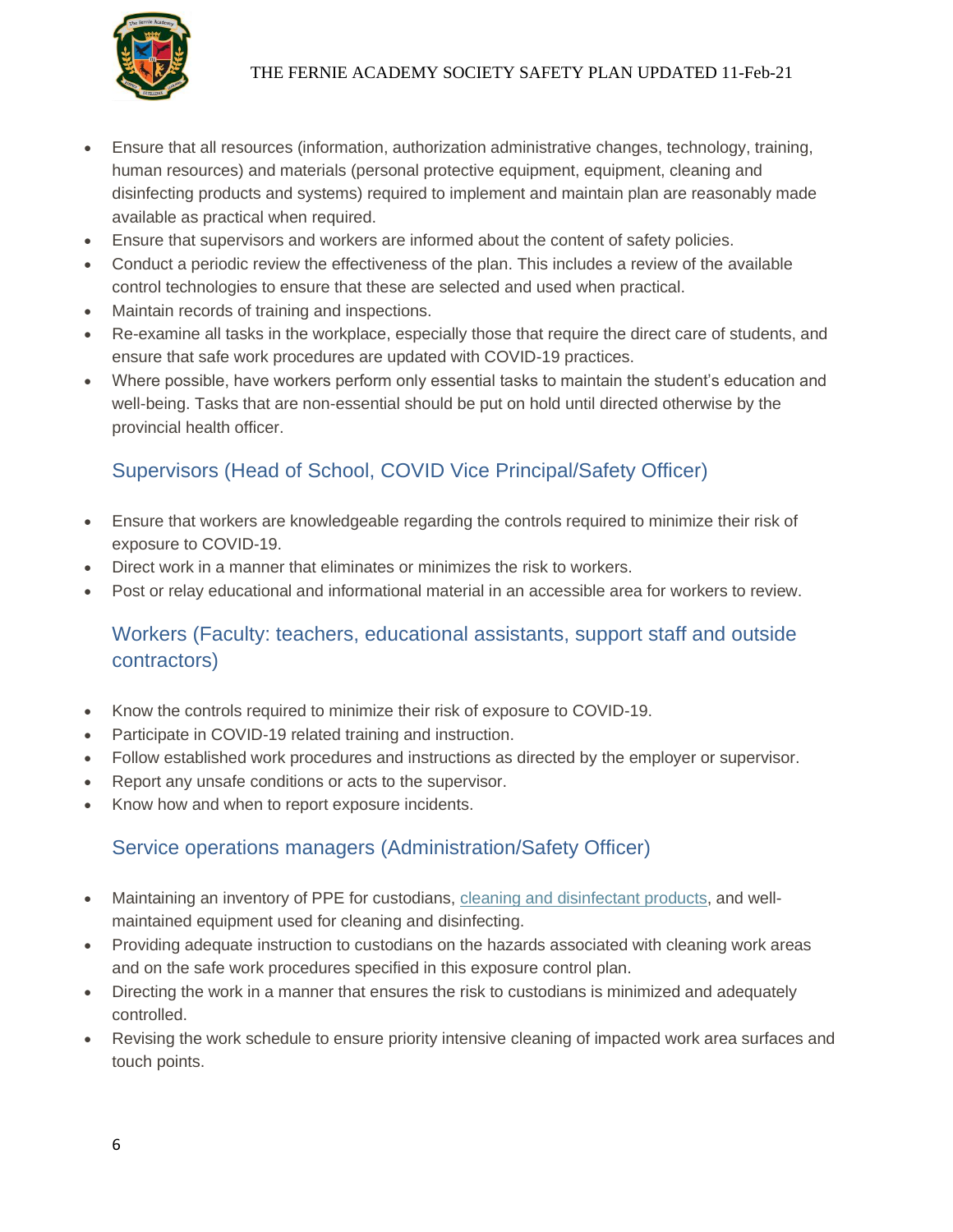- Ensure that all resources (information, authorization administrative changes, technology, training, human resources) and materials (personal protective equipment, equipment, cleaning and disinfecting products and systems) required to implement and maintain plan are reasonably made available as practical when required.
- Ensure that supervisors and workers are informed about the content of safety policies.
- Conduct a periodic review the effectiveness of the plan. This includes a review of the available control technologies to ensure that these are selected and used when practical.
- Maintain records of training and inspections.
- Re-examine all tasks in the workplace, especially those that require the direct care of students, and ensure that safe work procedures are updated with COVID-19 practices.
- Where possible, have workers perform only essential tasks to maintain the student's education and well-being. Tasks that are non-essential should be put on hold until directed otherwise by the provincial health officer.

## Supervisors (Head of School, COVID Vice Principal/Safety Officer)

- Ensure that workers are knowledgeable regarding the controls required to minimize their risk of exposure to COVID-19.
- Direct work in a manner that eliminates or minimizes the risk to workers.
- Post or relay educational and informational material in an accessible area for workers to review.

## Workers (Faculty: teachers, educational assistants, support staff and outside contractors)

- Know the controls required to minimize their risk of exposure to COVID-19.
- Participate in COVID-19 related training and instruction.
- Follow established work procedures and instructions as directed by the employer or supervisor.
- Report any unsafe conditions or acts to the supervisor.
- Know how and when to report exposure incidents.

## Service operations managers (Administration/Safety Officer)

- Maintaining an inventory of PPE for custodians, cleaning and disinfectant products, and well-maintained equipment used for cleaning and disinfecting.
- Providing adequate instruction to custodians on the hazards associated with cleaning work areas and on the safe work procedures specified in this exposure control plan.
- Directing the work in a manner that ensures the risk to custodians is minimized and adequately controlled.
- Revising the work schedule to ensure priority intensive cleaning of impacted work area surfaces and touch points.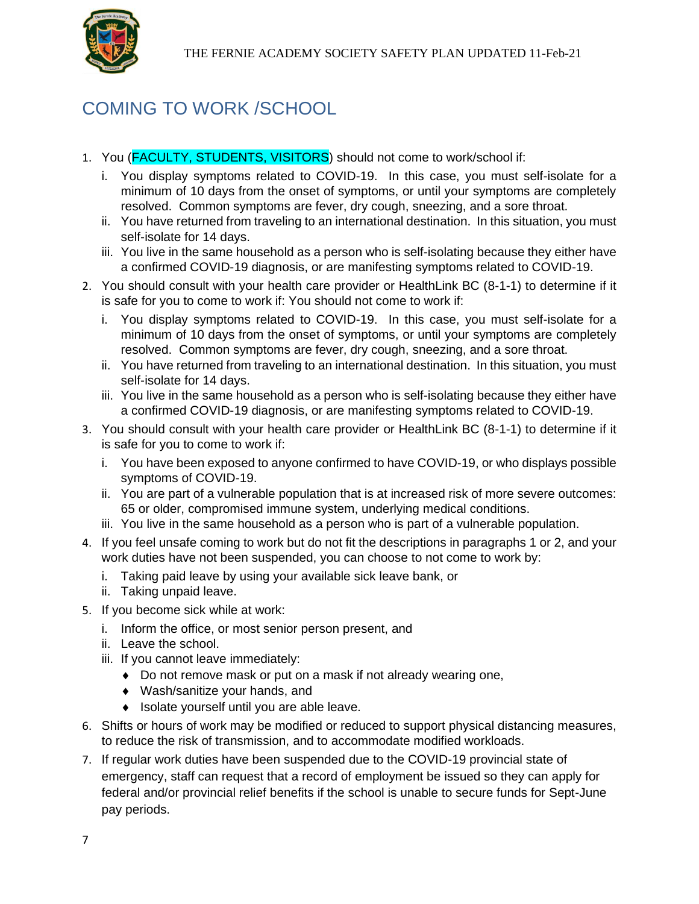## COMING TO WORK /SCHOOL

1. You (FACULTY, STUDENTS, VISITORS) should not come to work/school if:
   1. You display symptoms related to COVID-19. In this case, you must self-isolate for a minimum of 10 days from the onset of symptoms, or until your symptoms are completely resolved. Common symptoms are fever, dry cough, sneezing, and a sore throat.
   2. You have returned from traveling to an international destination. In this situation, you must self-isolate for 14 days.
   3. You live in the same household as a person who is self-isolating because they either have a confirmed COVID-19 diagnosis, or are manifesting symptoms related to COVID-19.
2. You should consult with your health care provider or HealthLink BC (8-1-1) to determine if it is safe for you to come to work if: You should not come to work if:
   1. You display symptoms related to COVID-19. In this case, you must self-isolate for a minimum of 10 days from the onset of symptoms, or until your symptoms are completely resolved. Common symptoms are fever, dry cough, sneezing, and a sore throat.
   2. You have returned from traveling to an international destination. In this situation, you must self-isolate for 14 days.
   3. You live in the same household as a person who is self-isolating because they either have a confirmed COVID-19 diagnosis, or are manifesting symptoms related to COVID-19.
3. You should consult with your health care provider or HealthLink BC (8-1-1) to determine if it is safe for you to come to work if:
   1. You have been exposed to anyone confirmed to have COVID-19, or who displays possible symptoms of COVID-19.
   2. You are part of a vulnerable population that is at increased risk of more severe outcomes: 65 or older, compromised immune system, underlying medical conditions.
   3. You live in the same household as a person who is part of a vulnerable population.
4. If you feel unsafe coming to work but do not fit the descriptions in paragraphs 1 or 2, and your work duties have not been suspended, you can choose to not come to work by:
   1. Taking paid leave by using your available sick leave bank, or
   2. Taking unpaid leave.
5. If you become sick while at work:
   1. Inform the office, or most senior person present, and
   2. Leave the school.
   3. If you cannot leave immediately:
      - Do not remove mask or put on a mask if not already wearing one,
      - Wash/sanitize your hands, and
      - Isolate yourself until you are able leave.
6. Shifts or hours of work may be modified or reduced to support physical distancing measures, to reduce the risk of transmission, and to accommodate modified workloads.
7. If regular work duties have been suspended due to the COVID-19 provincial state of emergency, staff can request that a record of employment be issued so they can apply for federal and/or provincial relief benefits if the school is unable to secure funds for Sept-June pay periods.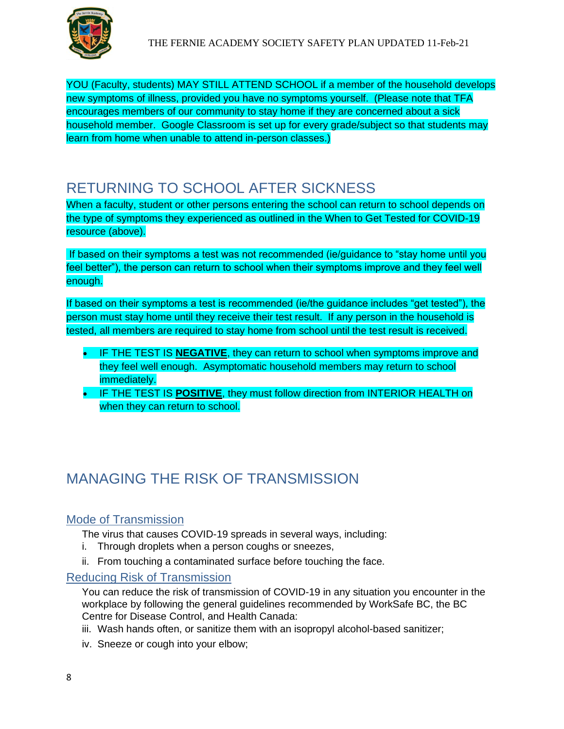YOU (Faculty, students) MAY STILL ATTEND SCHOOL if a member of the household develops new symptoms of illness, provided you have no symptoms yourself. (Please note that TFA encourages members of our community to stay home if they are concerned about a sick household member. Google Classroom is set up for every grade/subject so that students may learn from home when unable to attend in-person classes.)

# RETURNING TO SCHOOL AFTER SICKNESS

When a faculty, student or other persons entering the school can return to school depends on the type of symptoms they experienced as outlined in the When to Get Tested for COVID-19 resource (above).

If based on their symptoms a test was not recommended (ie/guidance to "stay home until you feel better"), the person can return to school when their symptoms improve and they feel well enough.

If based on their symptoms a test is recommended (ie/the guidance includes "get tested"), the person must stay home until they receive their test result. If any person in the household is tested, all members are required to stay home from school until the test result is received.

- IF THE TEST IS **NEGATIVE**, they can return to school when symptoms improve and they feel well enough. Asymptomatic household members may return to school immediately.
- IF THE TEST IS **POSITIVE**, they must follow direction from INTERIOR HEALTH on when they can return to school.

# MANAGING THE RISK OF TRANSMISSION

## Mode of Transmission

The virus that causes COVID-19 spreads in several ways, including:

i. Through droplets when a person coughs or sneezes,

ii. From touching a contaminated surface before touching the face.

## Reducing Risk of Transmission

You can reduce the risk of transmission of COVID-19 in any situation you encounter in the workplace by following the general guidelines recommended by WorkSafe BC, the BC Centre for Disease Control, and Health Canada:

iii. Wash hands often, or sanitize them with an isopropyl alcohol-based sanitizer;

iv. Sneeze or cough into your elbow;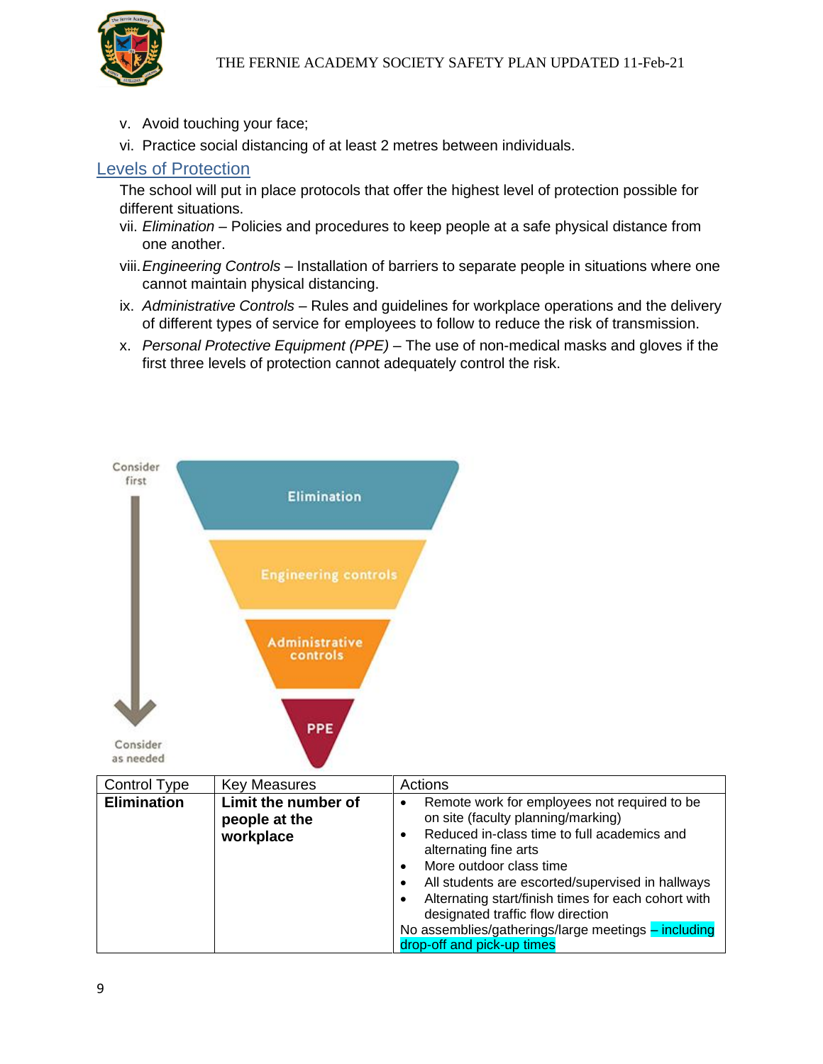v. Avoid touching your face;

vi. Practice social distancing of at least 2 metres between individuals.

## Levels of Protection

The school will put in place protocols that offer the highest level of protection possible for different situations.

vii. *Elimination* – Policies and procedures to keep people at a safe physical distance from one another.

viii. *Engineering Controls* – Installation of barriers to separate people in situations where one cannot maintain physical distancing.

ix. *Administrative Controls* – Rules and guidelines for workplace operations and the delivery of different types of service for employees to follow to reduce the risk of transmission.

x. *Personal Protective Equipment (PPE)* – The use of non-medical masks and gloves if the first three levels of protection cannot adequately control the risk.

Consider first

Elimination

Engineering controls

Administrative controls

PPE

Consider as needed

| Control Type | Key Measures | Actions |
|---|---|---|
| **Elimination** | **Limit the number of people at the workplace** | • Remote work for employees not required to be on site (faculty planning/marking)<br>• Reduced in-class time to full academics and alternating fine arts<br>• More outdoor class time<br>• All students are escorted/supervised in hallways<br>• Alternating start/finish times for each cohort with designated traffic flow direction<br>No assemblies/gatherings/large meetings – including drop-off and pick-up times |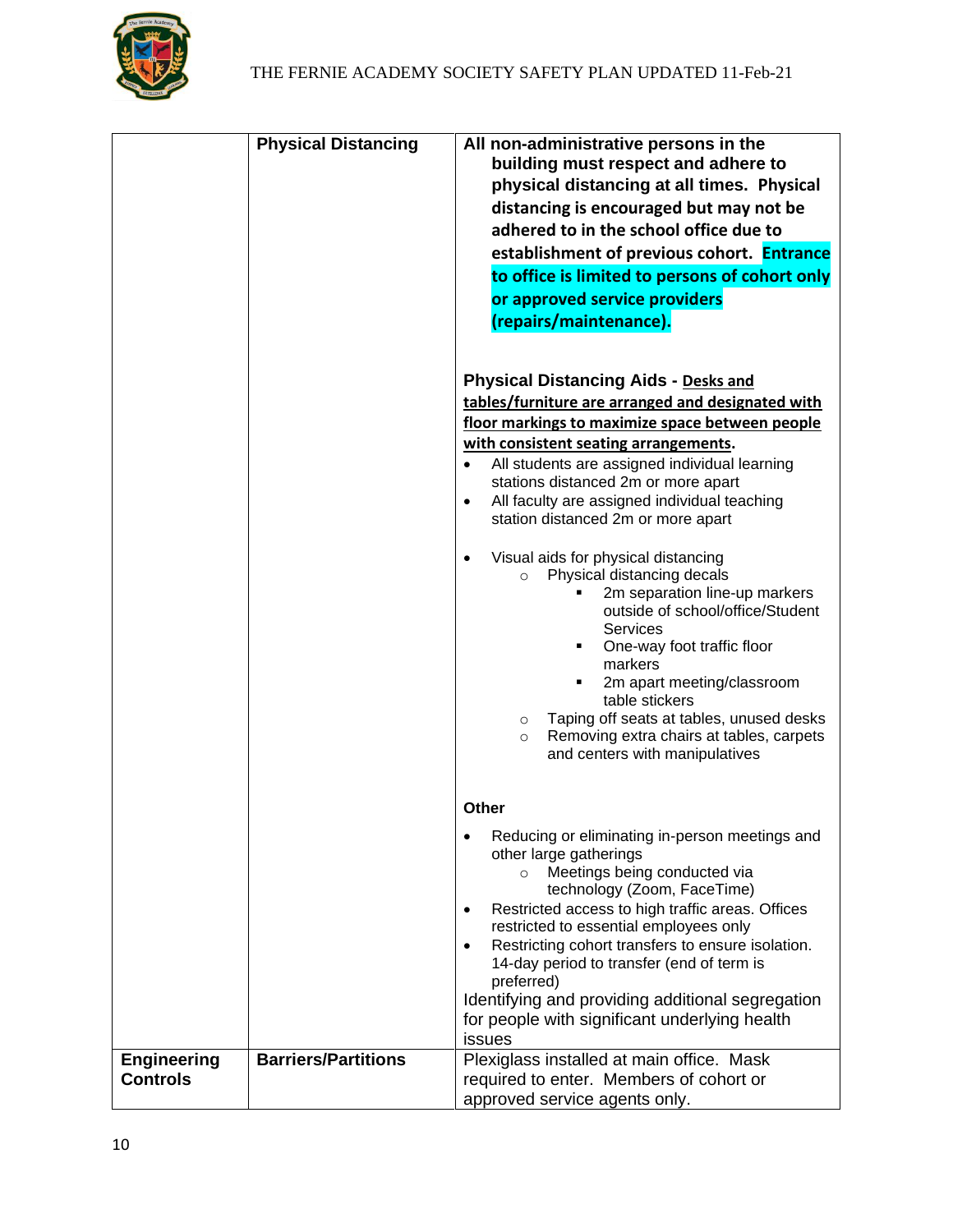| | | |
|---|---|---|
| | **Physical Distancing** | **All non-administrative persons in the building must respect and adhere to physical distancing at all times. Physical distancing is encouraged but may not be adhered to in the school office due to establishment of previous cohort. Entrance to office is limited to persons of cohort only or approved service providers (repairs/maintenance).**<br><br>**Physical Distancing Aids - <u>Desks and tables/furniture are arranged and designated with floor markings to maximize space between people with consistent seating arrangements</u>.**<br>• All students are assigned individual learning stations distanced 2m or more apart<br>• All faculty are assigned individual teaching station distanced 2m or more apart<br><br>• Visual aids for physical distancing<br>&nbsp;&nbsp;○ Physical distancing decals<br>&nbsp;&nbsp;&nbsp;&nbsp;▪ 2m separation line-up markers outside of school/office/Student Services<br>&nbsp;&nbsp;&nbsp;&nbsp;▪ One-way foot traffic floor markers<br>&nbsp;&nbsp;&nbsp;&nbsp;▪ 2m apart meeting/classroom table stickers<br>&nbsp;&nbsp;○ Taping off seats at tables, unused desks<br>&nbsp;&nbsp;○ Removing extra chairs at tables, carpets and centers with manipulatives<br><br>**Other**<br><br>• Reducing or eliminating in-person meetings and other large gatherings<br>&nbsp;&nbsp;○ Meetings being conducted via technology (Zoom, FaceTime)<br>• Restricted access to high traffic areas. Offices restricted to essential employees only<br>• Restricting cohort transfers to ensure isolation. 14-day period to transfer (end of term is preferred)<br>Identifying and providing additional segregation for people with significant underlying health issues |
| **Engineering Controls** | **Barriers/Partitions** | Plexiglass installed at main office. Mask required to enter. Members of cohort or approved service agents only. |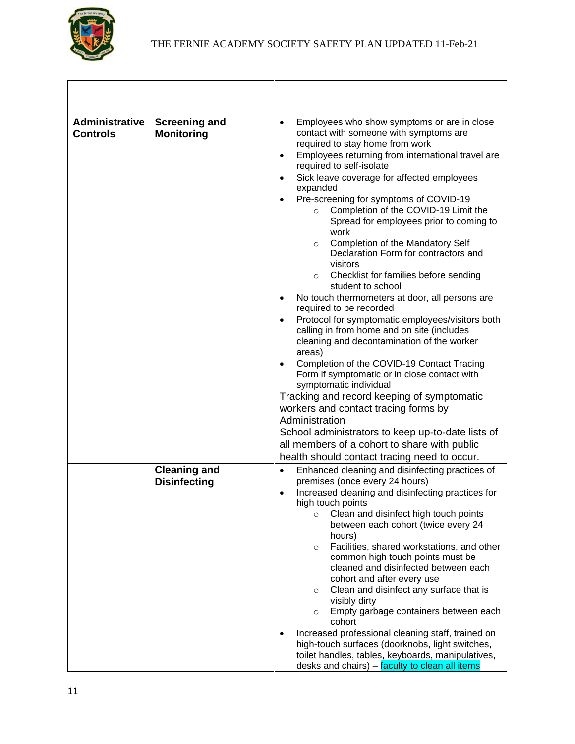| | | |
|---|---|---|
| **Administrative Controls** | **Screening and Monitoring** | • Employees who show symptoms or are in close contact with someone with symptoms are required to stay home from work<br>• Employees returning from international travel are required to self-isolate<br>• Sick leave coverage for affected employees expanded<br>• Pre-screening for symptoms of COVID-19<br>&nbsp;&nbsp;&nbsp;&nbsp;○ Completion of the COVID-19 Limit the Spread for employees prior to coming to work<br>&nbsp;&nbsp;&nbsp;&nbsp;○ Completion of the Mandatory Self Declaration Form for contractors and visitors<br>&nbsp;&nbsp;&nbsp;&nbsp;○ Checklist for families before sending student to school<br>• No touch thermometers at door, all persons are required to be recorded<br>• Protocol for symptomatic employees/visitors both calling in from home and on site (includes cleaning and decontamination of the worker areas)<br>• Completion of the COVID-19 Contact Tracing Form if symptomatic or in close contact with symptomatic individual<br>Tracking and record keeping of symptomatic workers and contact tracing forms by Administration<br>School administrators to keep up-to-date lists of all members of a cohort to share with public health should contact tracing need to occur. |
| | **Cleaning and Disinfecting** | • Enhanced cleaning and disinfecting practices of premises (once every 24 hours)<br>• Increased cleaning and disinfecting practices for high touch points<br>&nbsp;&nbsp;&nbsp;&nbsp;○ Clean and disinfect high touch points between each cohort (twice every 24 hours)<br>&nbsp;&nbsp;&nbsp;&nbsp;○ Facilities, shared workstations, and other common high touch points must be cleaned and disinfected between each cohort and after every use<br>&nbsp;&nbsp;&nbsp;&nbsp;○ Clean and disinfect any surface that is visibly dirty<br>&nbsp;&nbsp;&nbsp;&nbsp;○ Empty garbage containers between each cohort<br>• Increased professional cleaning staff, trained on high-touch surfaces (doorknobs, light switches, toilet handles, tables, keyboards, manipulatives, desks and chairs) – faculty to clean all items |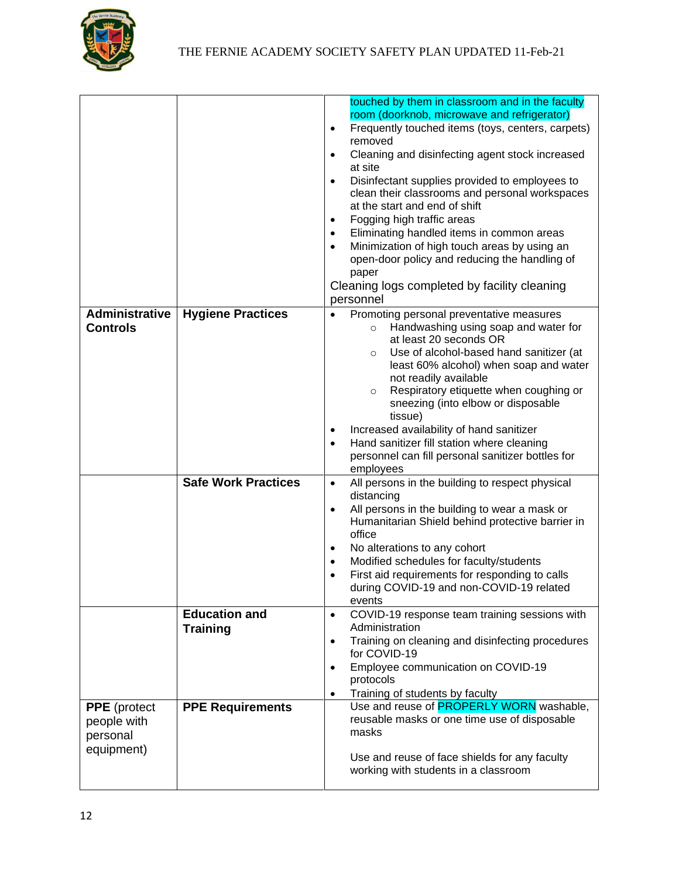|  |  |  |
|---|---|---|
|  |  | touched by them in classroom and in the faculty room (doorknob, microwave and refrigerator)<br>• Frequently touched items (toys, centers, carpets) removed<br>• Cleaning and disinfecting agent stock increased at site<br>• Disinfectant supplies provided to employees to clean their classrooms and personal workspaces at the start and end of shift<br>• Fogging high traffic areas<br>• Eliminating handled items in common areas<br>• Minimization of high touch areas by using an open-door policy and reducing the handling of paper<br>Cleaning logs completed by facility cleaning personnel |
| **Administrative Controls** | **Hygiene Practices** | • Promoting personal preventative measures<br>  ○ Handwashing using soap and water for at least 20 seconds OR<br>  ○ Use of alcohol-based hand sanitizer (at least 60% alcohol) when soap and water not readily available<br>  ○ Respiratory etiquette when coughing or sneezing (into elbow or disposable tissue)<br>• Increased availability of hand sanitizer<br>• Hand sanitizer fill station where cleaning personnel can fill personal sanitizer bottles for employees |
|  | **Safe Work Practices** | • All persons in the building to respect physical distancing<br>• All persons in the building to wear a mask or Humanitarian Shield behind protective barrier in office<br>• No alterations to any cohort<br>• Modified schedules for faculty/students<br>• First aid requirements for responding to calls during COVID-19 and non-COVID-19 related events |
|  | **Education and Training** | • COVID-19 response team training sessions with Administration<br>• Training on cleaning and disinfecting procedures for COVID-19<br>• Employee communication on COVID-19 protocols<br>• Training of students by faculty |
| **PPE** (protect people with personal equipment) | **PPE Requirements** | Use and reuse of PROPERLY WORN washable, reusable masks or one time use of disposable masks<br><br>Use and reuse of face shields for any faculty working with students in a classroom |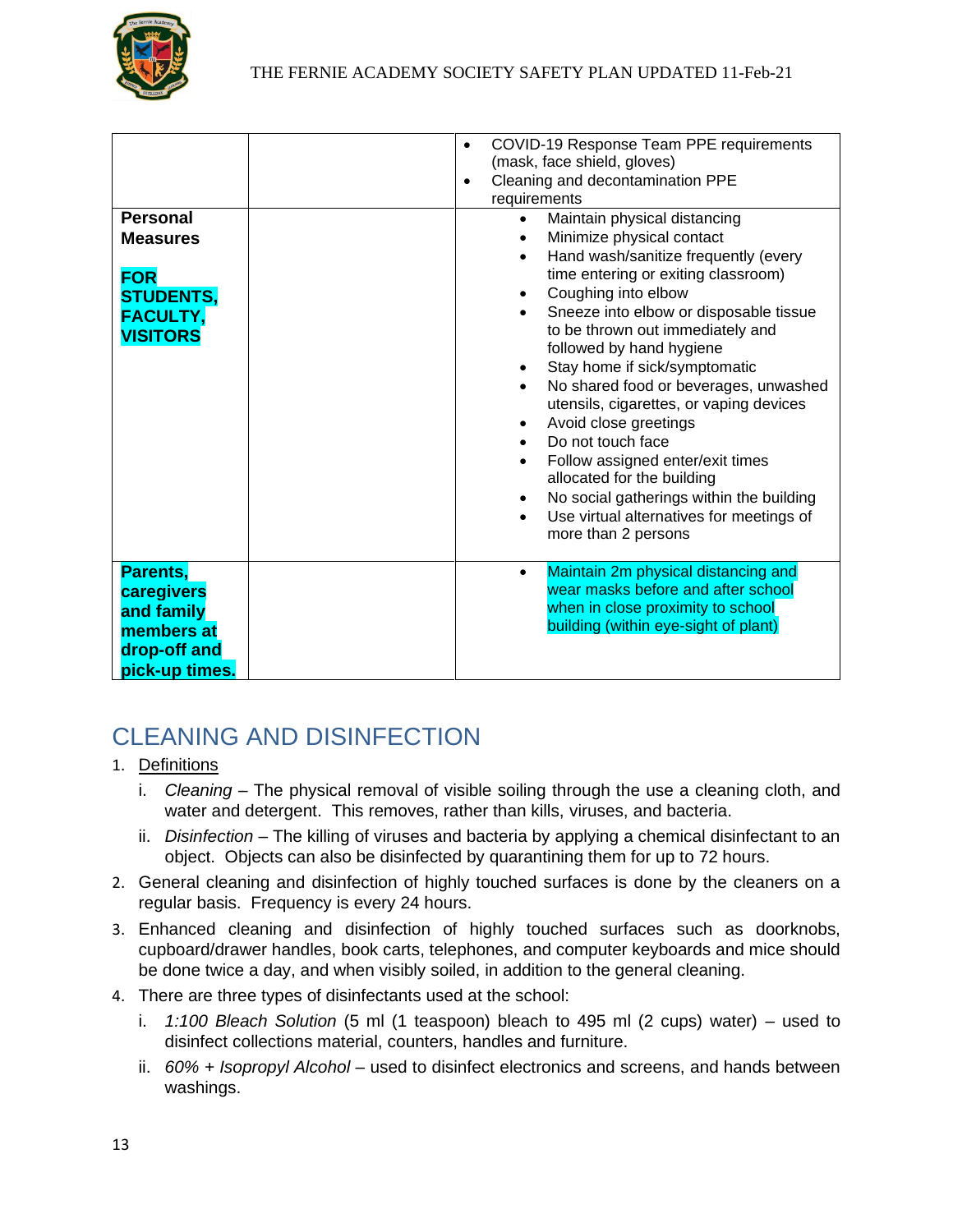| | | |
|---|---|---|
| | | • COVID-19 Response Team PPE requirements (mask, face shield, gloves)<br>• Cleaning and decontamination PPE requirements |
| **Personal Measures**<br><br>**FOR STUDENTS, FACULTY, VISITORS** | | • Maintain physical distancing<br>• Minimize physical contact<br>• Hand wash/sanitize frequently (every time entering or exiting classroom)<br>• Coughing into elbow<br>• Sneeze into elbow or disposable tissue to be thrown out immediately and followed by hand hygiene<br>• Stay home if sick/symptomatic<br>• No shared food or beverages, unwashed utensils, cigarettes, or vaping devices<br>• Avoid close greetings<br>• Do not touch face<br>• Follow assigned enter/exit times allocated for the building<br>• No social gatherings within the building<br>• Use virtual alternatives for meetings of more than 2 persons |
| **Parents, caregivers and family members at drop-off and pick-up times.** | | • Maintain 2m physical distancing and wear masks before and after school when in close proximity to school building (within eye-sight of plant) |

## CLEANING AND DISINFECTION

1. Definitions
   i. *Cleaning* – The physical removal of visible soiling through the use a cleaning cloth, and water and detergent. This removes, rather than kills, viruses, and bacteria.
   ii. *Disinfection* – The killing of viruses and bacteria by applying a chemical disinfectant to an object. Objects can also be disinfected by quarantining them for up to 72 hours.
2. General cleaning and disinfection of highly touched surfaces is done by the cleaners on a regular basis. Frequency is every 24 hours.
3. Enhanced cleaning and disinfection of highly touched surfaces such as doorknobs, cupboard/drawer handles, book carts, telephones, and computer keyboards and mice should be done twice a day, and when visibly soiled, in addition to the general cleaning.
4. There are three types of disinfectants used at the school:
   i. *1:100 Bleach Solution* (5 ml (1 teaspoon) bleach to 495 ml (2 cups) water) – used to disinfect collections material, counters, handles and furniture.
   ii. *60% + Isopropyl Alcohol* – used to disinfect electronics and screens, and hands between washings.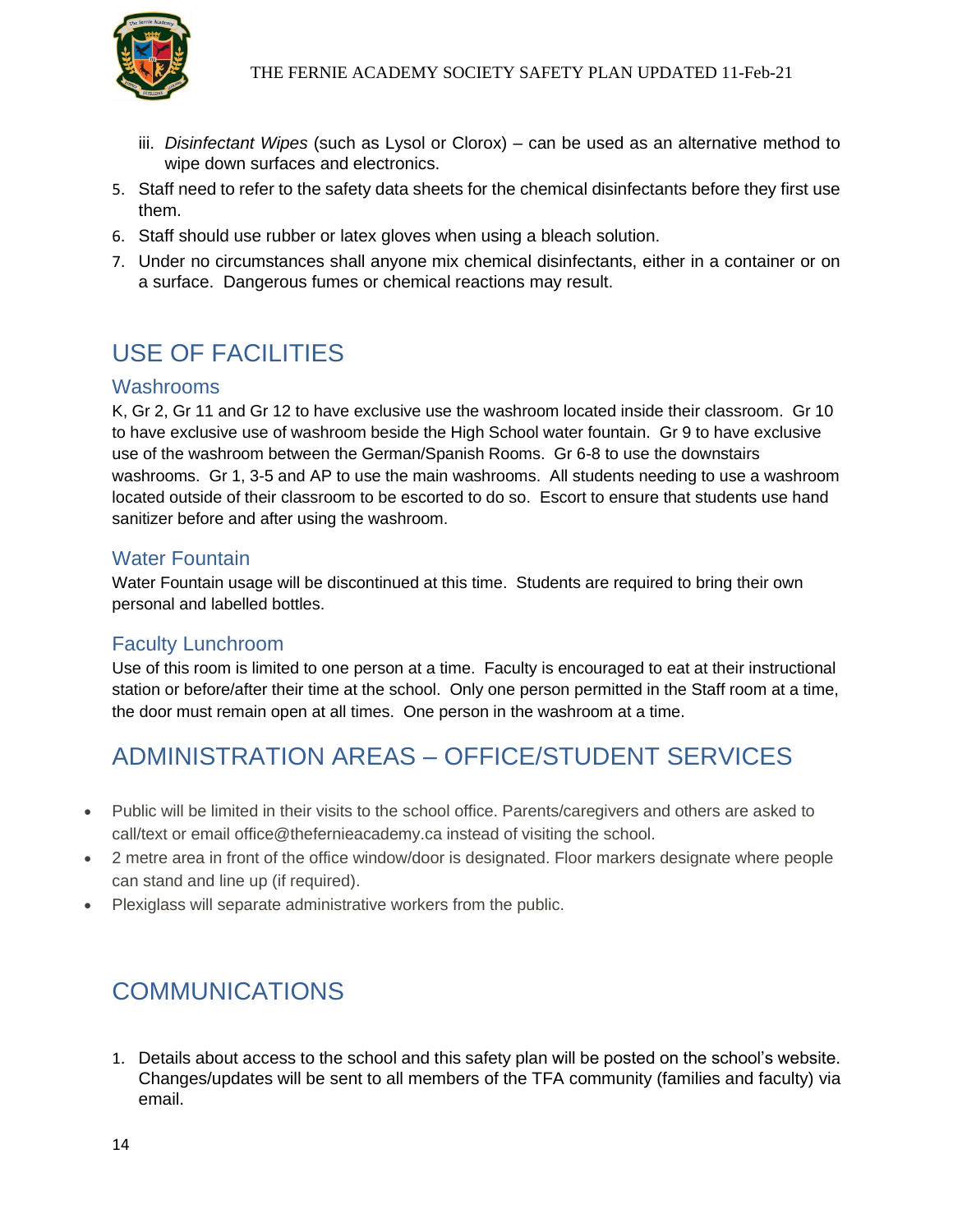iii. *Disinfectant Wipes* (such as Lysol or Clorox) – can be used as an alternative method to wipe down surfaces and electronics.

5. Staff need to refer to the safety data sheets for the chemical disinfectants before they first use them.
6. Staff should use rubber or latex gloves when using a bleach solution.
7. Under no circumstances shall anyone mix chemical disinfectants, either in a container or on a surface. Dangerous fumes or chemical reactions may result.

# USE OF FACILITIES

## Washrooms

K, Gr 2, Gr 11 and Gr 12 to have exclusive use the washroom located inside their classroom. Gr 10 to have exclusive use of washroom beside the High School water fountain. Gr 9 to have exclusive use of the washroom between the German/Spanish Rooms. Gr 6-8 to use the downstairs washrooms. Gr 1, 3-5 and AP to use the main washrooms. All students needing to use a washroom located outside of their classroom to be escorted to do so. Escort to ensure that students use hand sanitizer before and after using the washroom.

## Water Fountain

Water Fountain usage will be discontinued at this time. Students are required to bring their own personal and labelled bottles.

## Faculty Lunchroom

Use of this room is limited to one person at a time. Faculty is encouraged to eat at their instructional station or before/after their time at the school. Only one person permitted in the Staff room at a time, the door must remain open at all times. One person in the washroom at a time.

# ADMINISTRATION AREAS – OFFICE/STUDENT SERVICES

- Public will be limited in their visits to the school office. Parents/caregivers and others are asked to call/text or email office@thefernieacademy.ca instead of visiting the school.
- 2 metre area in front of the office window/door is designated. Floor markers designate where people can stand and line up (if required).
- Plexiglass will separate administrative workers from the public.

# COMMUNICATIONS

1. Details about access to the school and this safety plan will be posted on the school's website. Changes/updates will be sent to all members of the TFA community (families and faculty) via email.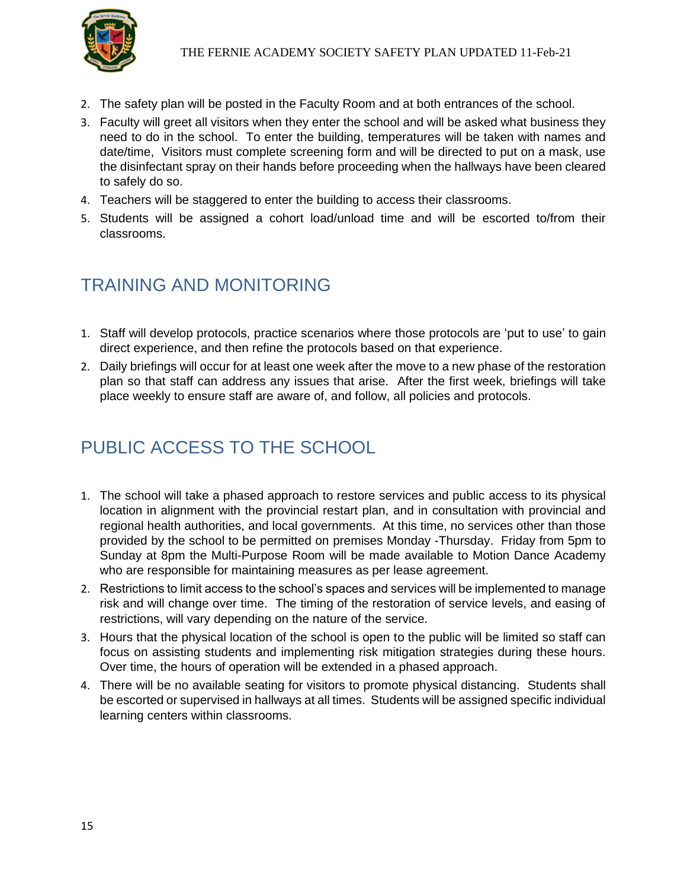2. The safety plan will be posted in the Faculty Room and at both entrances of the school.
3. Faculty will greet all visitors when they enter the school and will be asked what business they need to do in the school. To enter the building, temperatures will be taken with names and date/time, Visitors must complete screening form and will be directed to put on a mask, use the disinfectant spray on their hands before proceeding when the hallways have been cleared to safely do so.
4. Teachers will be staggered to enter the building to access their classrooms.
5. Students will be assigned a cohort load/unload time and will be escorted to/from their classrooms.

## TRAINING AND MONITORING

1. Staff will develop protocols, practice scenarios where those protocols are 'put to use' to gain direct experience, and then refine the protocols based on that experience.
2. Daily briefings will occur for at least one week after the move to a new phase of the restoration plan so that staff can address any issues that arise. After the first week, briefings will take place weekly to ensure staff are aware of, and follow, all policies and protocols.

## PUBLIC ACCESS TO THE SCHOOL

1. The school will take a phased approach to restore services and public access to its physical location in alignment with the provincial restart plan, and in consultation with provincial and regional health authorities, and local governments. At this time, no services other than those provided by the school to be permitted on premises Monday -Thursday. Friday from 5pm to Sunday at 8pm the Multi-Purpose Room will be made available to Motion Dance Academy who are responsible for maintaining measures as per lease agreement.
2. Restrictions to limit access to the school's spaces and services will be implemented to manage risk and will change over time. The timing of the restoration of service levels, and easing of restrictions, will vary depending on the nature of the service.
3. Hours that the physical location of the school is open to the public will be limited so staff can focus on assisting students and implementing risk mitigation strategies during these hours. Over time, the hours of operation will be extended in a phased approach.
4. There will be no available seating for visitors to promote physical distancing. Students shall be escorted or supervised in hallways at all times. Students will be assigned specific individual learning centers within classrooms.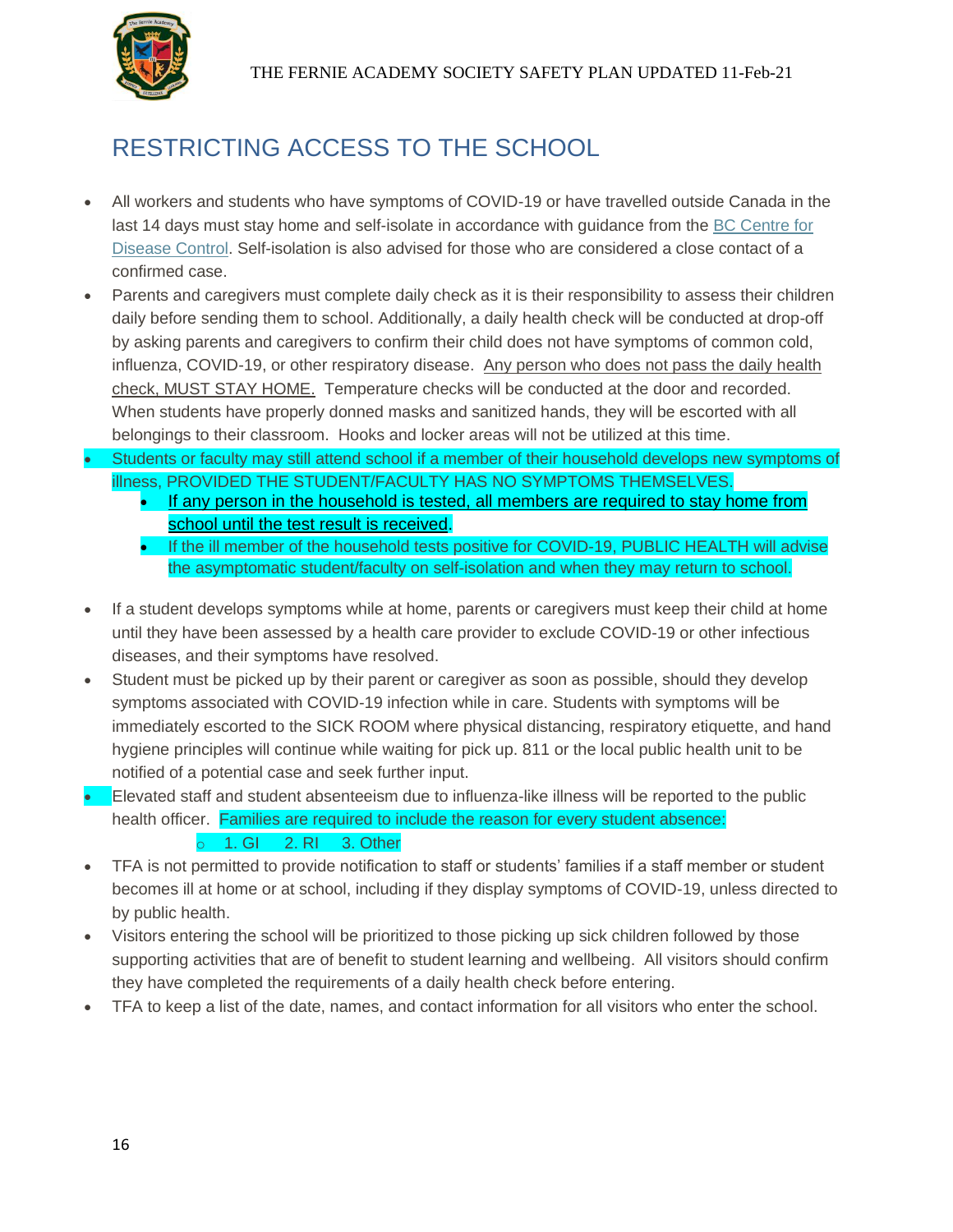# RESTRICTING ACCESS TO THE SCHOOL

- All workers and students who have symptoms of COVID-19 or have travelled outside Canada in the last 14 days must stay home and self-isolate in accordance with guidance from the BC Centre for Disease Control. Self-isolation is also advised for those who are considered a close contact of a confirmed case.
- Parents and caregivers must complete daily check as it is their responsibility to assess their children daily before sending them to school. Additionally, a daily health check will be conducted at drop-off by asking parents and caregivers to confirm their child does not have symptoms of common cold, influenza, COVID-19, or other respiratory disease. Any person who does not pass the daily health check, MUST STAY HOME. Temperature checks will be conducted at the door and recorded. When students have properly donned masks and sanitized hands, they will be escorted with all belongings to their classroom. Hooks and locker areas will not be utilized at this time.
- Students or faculty may still attend school if a member of their household develops new symptoms of illness, PROVIDED THE STUDENT/FACULTY HAS NO SYMPTOMS THEMSELVES.
  - If any person in the household is tested, all members are required to stay home from school until the test result is received.
  - If the ill member of the household tests positive for COVID-19, PUBLIC HEALTH will advise the asymptomatic student/faculty on self-isolation and when they may return to school.
- If a student develops symptoms while at home, parents or caregivers must keep their child at home until they have been assessed by a health care provider to exclude COVID-19 or other infectious diseases, and their symptoms have resolved.
- Student must be picked up by their parent or caregiver as soon as possible, should they develop symptoms associated with COVID-19 infection while in care. Students with symptoms will be immediately escorted to the SICK ROOM where physical distancing, respiratory etiquette, and hand hygiene principles will continue while waiting for pick up. 811 or the local public health unit to be notified of a potential case and seek further input.
- Elevated staff and student absenteeism due to influenza-like illness will be reported to the public health officer. Families are required to include the reason for every student absence:
  - 1. GI 2. RI 3. Other
- TFA is not permitted to provide notification to staff or students' families if a staff member or student becomes ill at home or at school, including if they display symptoms of COVID-19, unless directed to by public health.
- Visitors entering the school will be prioritized to those picking up sick children followed by those supporting activities that are of benefit to student learning and wellbeing. All visitors should confirm they have completed the requirements of a daily health check before entering.
- TFA to keep a list of the date, names, and contact information for all visitors who enter the school.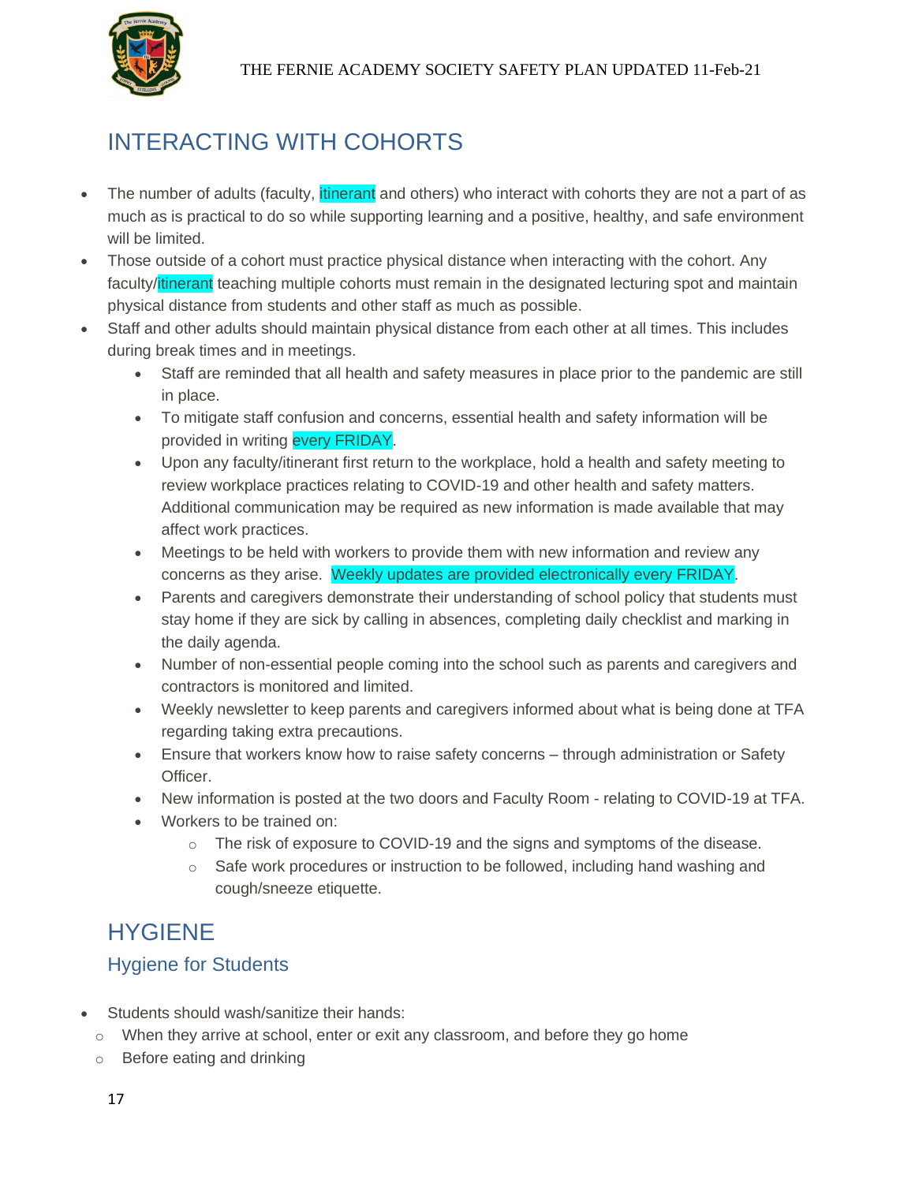## INTERACTING WITH COHORTS

- The number of adults (faculty, itinerant and others) who interact with cohorts they are not a part of as much as is practical to do so while supporting learning and a positive, healthy, and safe environment will be limited.
- Those outside of a cohort must practice physical distance when interacting with the cohort. Any faculty/itinerant teaching multiple cohorts must remain in the designated lecturing spot and maintain physical distance from students and other staff as much as possible.
- Staff and other adults should maintain physical distance from each other at all times. This includes during break times and in meetings.
  - Staff are reminded that all health and safety measures in place prior to the pandemic are still in place.
  - To mitigate staff confusion and concerns, essential health and safety information will be provided in writing every FRIDAY.
  - Upon any faculty/itinerant first return to the workplace, hold a health and safety meeting to review workplace practices relating to COVID-19 and other health and safety matters. Additional communication may be required as new information is made available that may affect work practices.
  - Meetings to be held with workers to provide them with new information and review any concerns as they arise. Weekly updates are provided electronically every FRIDAY.
  - Parents and caregivers demonstrate their understanding of school policy that students must stay home if they are sick by calling in absences, completing daily checklist and marking in the daily agenda.
  - Number of non-essential people coming into the school such as parents and caregivers and contractors is monitored and limited.
  - Weekly newsletter to keep parents and caregivers informed about what is being done at TFA regarding taking extra precautions.
  - Ensure that workers know how to raise safety concerns – through administration or Safety Officer.
  - New information is posted at the two doors and Faculty Room - relating to COVID-19 at TFA.
  - Workers to be trained on:
    - The risk of exposure to COVID-19 and the signs and symptoms of the disease.
    - Safe work procedures or instruction to be followed, including hand washing and cough/sneeze etiquette.

## HYGIENE

### Hygiene for Students

- Students should wash/sanitize their hands:
  - When they arrive at school, enter or exit any classroom, and before they go home
  - Before eating and drinking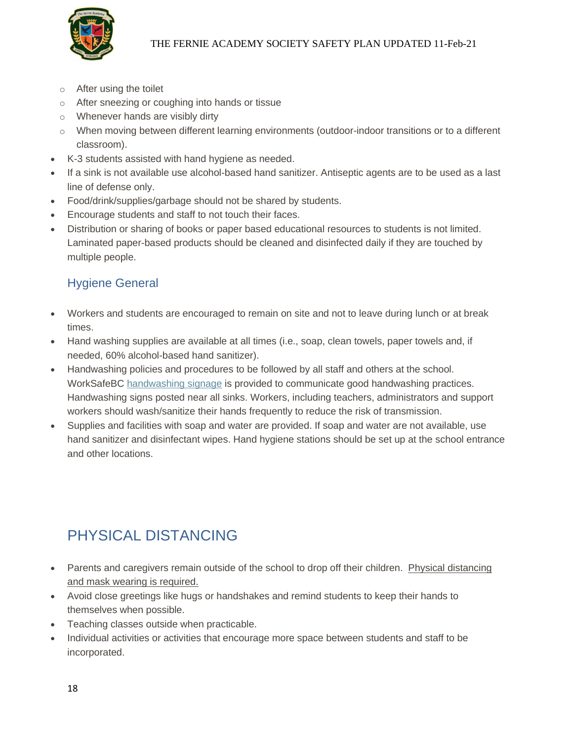- After using the toilet
  - After sneezing or coughing into hands or tissue
  - Whenever hands are visibly dirty
  - When moving between different learning environments (outdoor-indoor transitions or to a different classroom).
- K-3 students assisted with hand hygiene as needed.
- If a sink is not available use alcohol-based hand sanitizer. Antiseptic agents are to be used as a last line of defense only.
- Food/drink/supplies/garbage should not be shared by students.
- Encourage students and staff to not touch their faces.
- Distribution or sharing of books or paper based educational resources to students is not limited. Laminated paper-based products should be cleaned and disinfected daily if they are touched by multiple people.

### Hygiene General

- Workers and students are encouraged to remain on site and not to leave during lunch or at break times.
- Hand washing supplies are available at all times (i.e., soap, clean towels, paper towels and, if needed, 60% alcohol-based hand sanitizer).
- Handwashing policies and procedures to be followed by all staff and others at the school. WorkSafeBC handwashing signage is provided to communicate good handwashing practices. Handwashing signs posted near all sinks. Workers, including teachers, administrators and support workers should wash/sanitize their hands frequently to reduce the risk of transmission.
- Supplies and facilities with soap and water are provided. If soap and water are not available, use hand sanitizer and disinfectant wipes. Hand hygiene stations should be set up at the school entrance and other locations.

## PHYSICAL DISTANCING

- Parents and caregivers remain outside of the school to drop off their children. Physical distancing and mask wearing is required.
- Avoid close greetings like hugs or handshakes and remind students to keep their hands to themselves when possible.
- Teaching classes outside when practicable.
- Individual activities or activities that encourage more space between students and staff to be incorporated.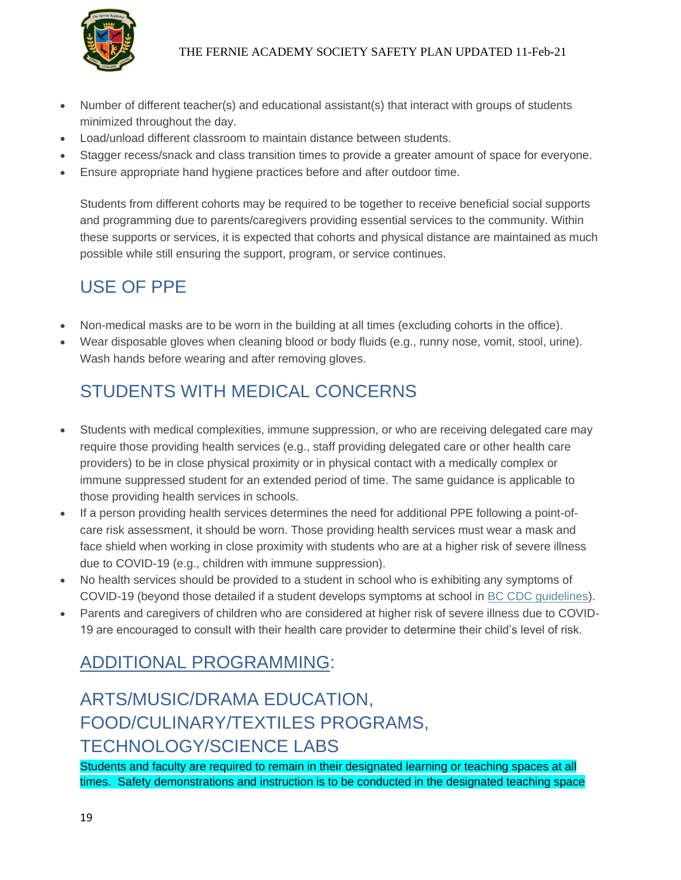- Number of different teacher(s) and educational assistant(s) that interact with groups of students minimized throughout the day.
- Load/unload different classroom to maintain distance between students.
- Stagger recess/snack and class transition times to provide a greater amount of space for everyone.
- Ensure appropriate hand hygiene practices before and after outdoor time.

Students from different cohorts may be required to be together to receive beneficial social supports and programming due to parents/caregivers providing essential services to the community. Within these supports or services, it is expected that cohorts and physical distance are maintained as much possible while still ensuring the support, program, or service continues.

## USE OF PPE

- Non-medical masks are to be worn in the building at all times (excluding cohorts in the office).
- Wear disposable gloves when cleaning blood or body fluids (e.g., runny nose, vomit, stool, urine). Wash hands before wearing and after removing gloves.

## STUDENTS WITH MEDICAL CONCERNS

- Students with medical complexities, immune suppression, or who are receiving delegated care may require those providing health services (e.g., staff providing delegated care or other health care providers) to be in close physical proximity or in physical contact with a medically complex or immune suppressed student for an extended period of time. The same guidance is applicable to those providing health services in schools.
- If a person providing health services determines the need for additional PPE following a point-of-care risk assessment, it should be worn. Those providing health services must wear a mask and face shield when working in close proximity with students who are at a higher risk of severe illness due to COVID-19 (e.g., children with immune suppression).
- No health services should be provided to a student in school who is exhibiting any symptoms of COVID-19 (beyond those detailed if a student develops symptoms at school in [BC CDC guidelines]).
- Parents and caregivers of children who are considered at higher risk of severe illness due to COVID-19 are encouraged to consult with their health care provider to determine their child's level of risk.

## ADDITIONAL PROGRAMMING:

## ARTS/MUSIC/DRAMA EDUCATION, FOOD/CULINARY/TEXTILES PROGRAMS, TECHNOLOGY/SCIENCE LABS

Students and faculty are required to remain in their designated learning or teaching spaces at all times. Safety demonstrations and instruction is to be conducted in the designated teaching space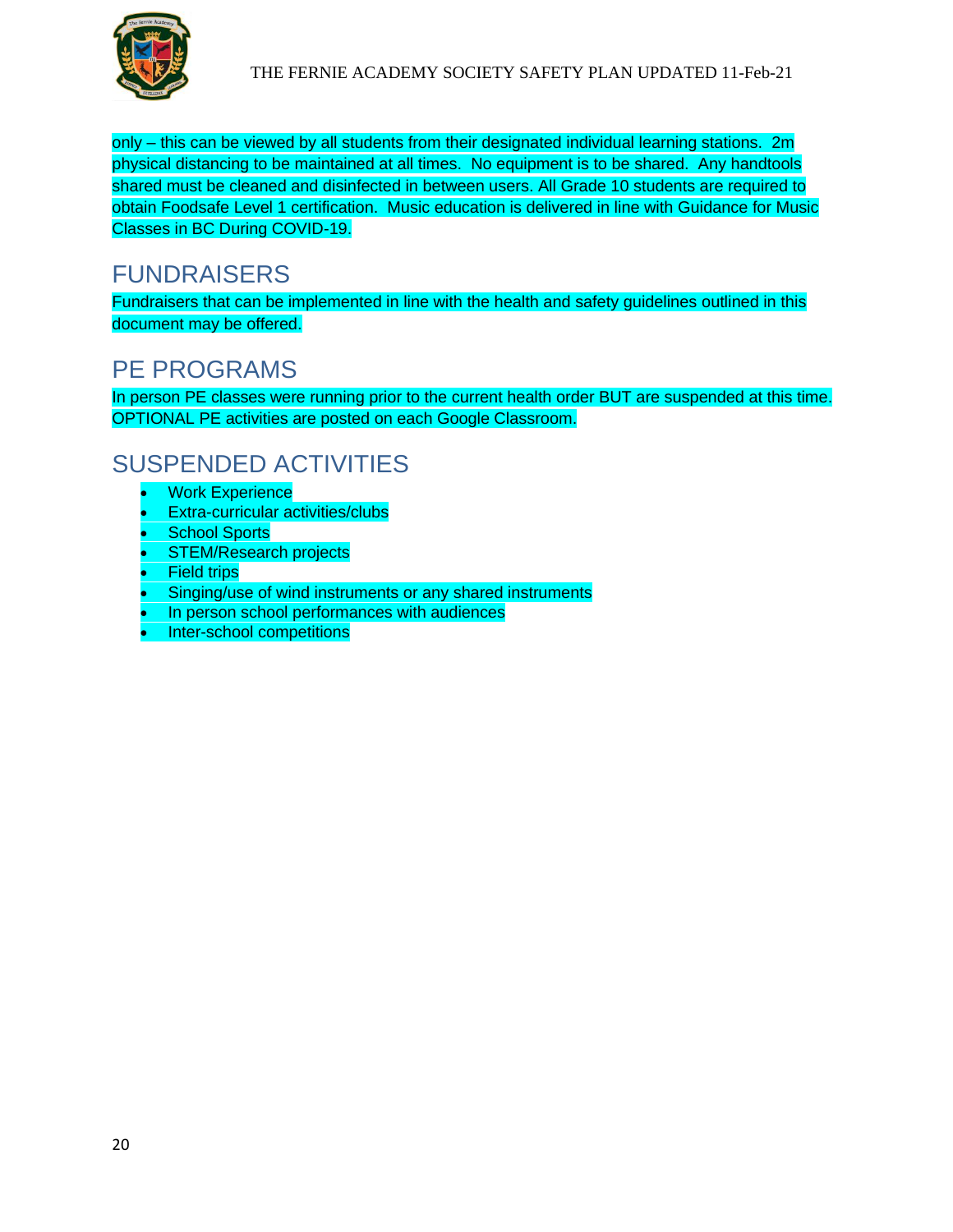only – this can be viewed by all students from their designated individual learning stations.  2m physical distancing to be maintained at all times.  No equipment is to be shared.  Any handtools shared must be cleaned and disinfected in between users. All Grade 10 students are required to obtain Foodsafe Level 1 certification.  Music education is delivered in line with Guidance for Music Classes in BC During COVID-19.

## FUNDRAISERS

Fundraisers that can be implemented in line with the health and safety guidelines outlined in this document may be offered.

## PE PROGRAMS

In person PE classes were running prior to the current health order BUT are suspended at this time. OPTIONAL PE activities are posted on each Google Classroom.

## SUSPENDED ACTIVITIES

- Work Experience
- Extra-curricular activities/clubs
- School Sports
- STEM/Research projects
- Field trips
- Singing/use of wind instruments or any shared instruments
- In person school performances with audiences
- Inter-school competitions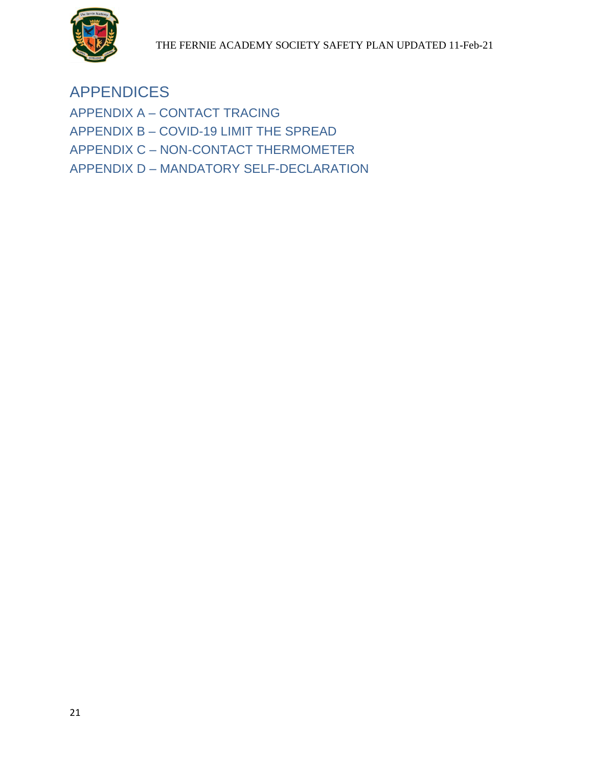# APPENDICES

## APPENDIX A – CONTACT TRACING

## APPENDIX B – COVID-19 LIMIT THE SPREAD

## APPENDIX C – NON-CONTACT THERMOMETER

## APPENDIX D – MANDATORY SELF-DECLARATION